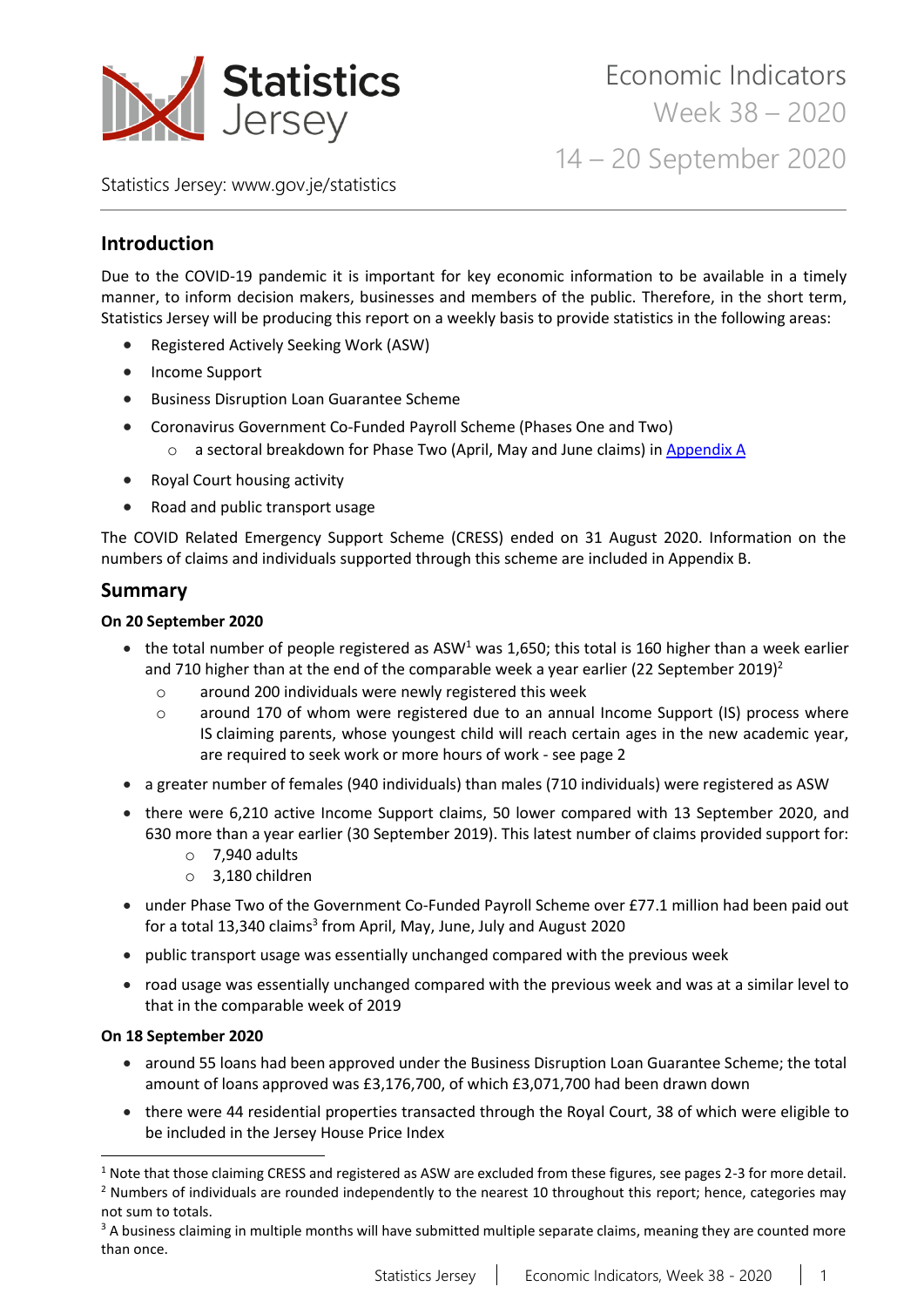# Statistics Jersey

Economic Indicators
Week 38 – 2020

14 – 20 September 2020

Statistics Jersey: www.gov.je/statistics

## Introduction

Due to the COVID-19 pandemic it is important for key economic information to be available in a timely manner, to inform decision makers, businesses and members of the public. Therefore, in the short term, Statistics Jersey will be producing this report on a weekly basis to provide statistics in the following areas:

- Registered Actively Seeking Work (ASW)
- Income Support
- Business Disruption Loan Guarantee Scheme
- Coronavirus Government Co-Funded Payroll Scheme (Phases One and Two)
    - a sectoral breakdown for Phase Two (April, May and June claims) in Appendix A
- Royal Court housing activity
- Road and public transport usage

The COVID Related Emergency Support Scheme (CRESS) ended on 31 August 2020. Information on the numbers of claims and individuals supported through this scheme are included in Appendix B.

## Summary

**On 20 September 2020**

- the total number of people registered as ASW[1] was 1,650; this total is 160 higher than a week earlier and 710 higher than at the end of the comparable week a year earlier (22 September 2019)[2]
    - around 200 individuals were newly registered this week
    - around 170 of whom were registered due to an annual Income Support (IS) process where IS claiming parents, whose youngest child will reach certain ages in the new academic year, are required to seek work or more hours of work - see page 2
- a greater number of females (940 individuals) than males (710 individuals) were registered as ASW
- there were 6,210 active Income Support claims, 50 lower compared with 13 September 2020, and 630 more than a year earlier (30 September 2019). This latest number of claims provided support for:
    - 7,940 adults
    - 3,180 children
- under Phase Two of the Government Co-Funded Payroll Scheme over £77.1 million had been paid out for a total 13,340 claims[3] from April, May, June, July and August 2020
- public transport usage was essentially unchanged compared with the previous week
- road usage was essentially unchanged compared with the previous week and was at a similar level to that in the comparable week of 2019

**On 18 September 2020**

- around 55 loans had been approved under the Business Disruption Loan Guarantee Scheme; the total amount of loans approved was £3,176,700, of which £3,071,700 had been drawn down
- there were 44 residential properties transacted through the Royal Court, 38 of which were eligible to be included in the Jersey House Price Index

---

[1] Note that those claiming CRESS and registered as ASW are excluded from these figures, see pages 2-3 for more detail.

[2] Numbers of individuals are rounded independently to the nearest 10 throughout this report; hence, categories may not sum to totals.

[3] A business claiming in multiple months will have submitted multiple separate claims, meaning they are counted more than once.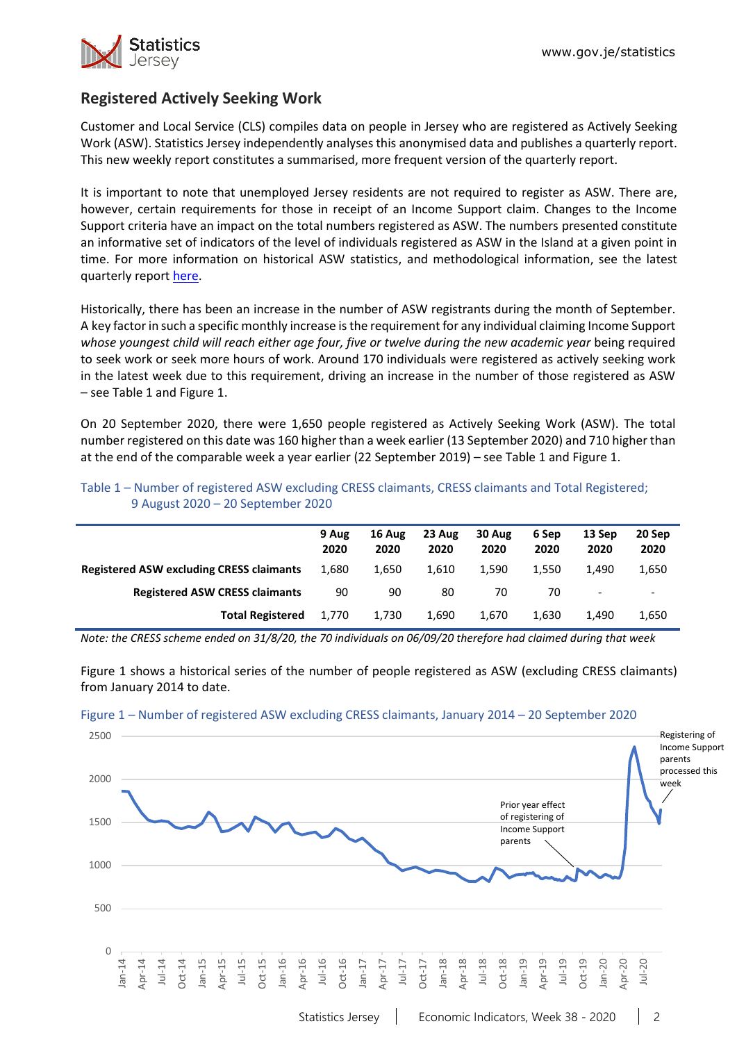## Registered Actively Seeking Work

Customer and Local Service (CLS) compiles data on people in Jersey who are registered as Actively Seeking Work (ASW). Statistics Jersey independently analyses this anonymised data and publishes a quarterly report. This new weekly report constitutes a summarised, more frequent version of the quarterly report.

It is important to note that unemployed Jersey residents are not required to register as ASW. There are, however, certain requirements for those in receipt of an Income Support claim. Changes to the Income Support criteria have an impact on the total numbers registered as ASW. The numbers presented constitute an informative set of indicators of the level of individuals registered as ASW in the Island at a given point in time. For more information on historical ASW statistics, and methodological information, see the latest quarterly report here.

Historically, there has been an increase in the number of ASW registrants during the month of September. A key factor in such a specific monthly increase is the requirement for any individual claiming Income Support *whose youngest child will reach either age four, five or twelve during the new academic year* being required to seek work or seek more hours of work. Around 170 individuals were registered as actively seeking work in the latest week due to this requirement, driving an increase in the number of those registered as ASW – see Table 1 and Figure 1.

On 20 September 2020, there were 1,650 people registered as Actively Seeking Work (ASW). The total number registered on this date was 160 higher than a week earlier (13 September 2020) and 710 higher than at the end of the comparable week a year earlier (22 September 2019) – see Table 1 and Figure 1.

Table 1 – Number of registered ASW excluding CRESS claimants, CRESS claimants and Total Registered; 9 August 2020 – 20 September 2020

| | 9 Aug 2020 | 16 Aug 2020 | 23 Aug 2020 | 30 Aug 2020 | 6 Sep 2020 | 13 Sep 2020 | 20 Sep 2020 |
|---|---|---|---|---|---|---|---|
| **Registered ASW excluding CRESS claimants** | 1,680 | 1,650 | 1,610 | 1,590 | 1,550 | 1,490 | 1,650 |
| **Registered ASW CRESS claimants** | 90 | 90 | 80 | 70 | 70 | - | - |
| **Total Registered** | 1,770 | 1,730 | 1,690 | 1,670 | 1,630 | 1,490 | 1,650 |

*Note: the CRESS scheme ended on 31/8/20, the 70 individuals on 06/09/20 therefore had claimed during that week*

Figure 1 shows a historical series of the number of people registered as ASW (excluding CRESS claimants) from January 2014 to date.

Figure 1 – Number of registered ASW excluding CRESS claimants, January 2014 – 20 September 2020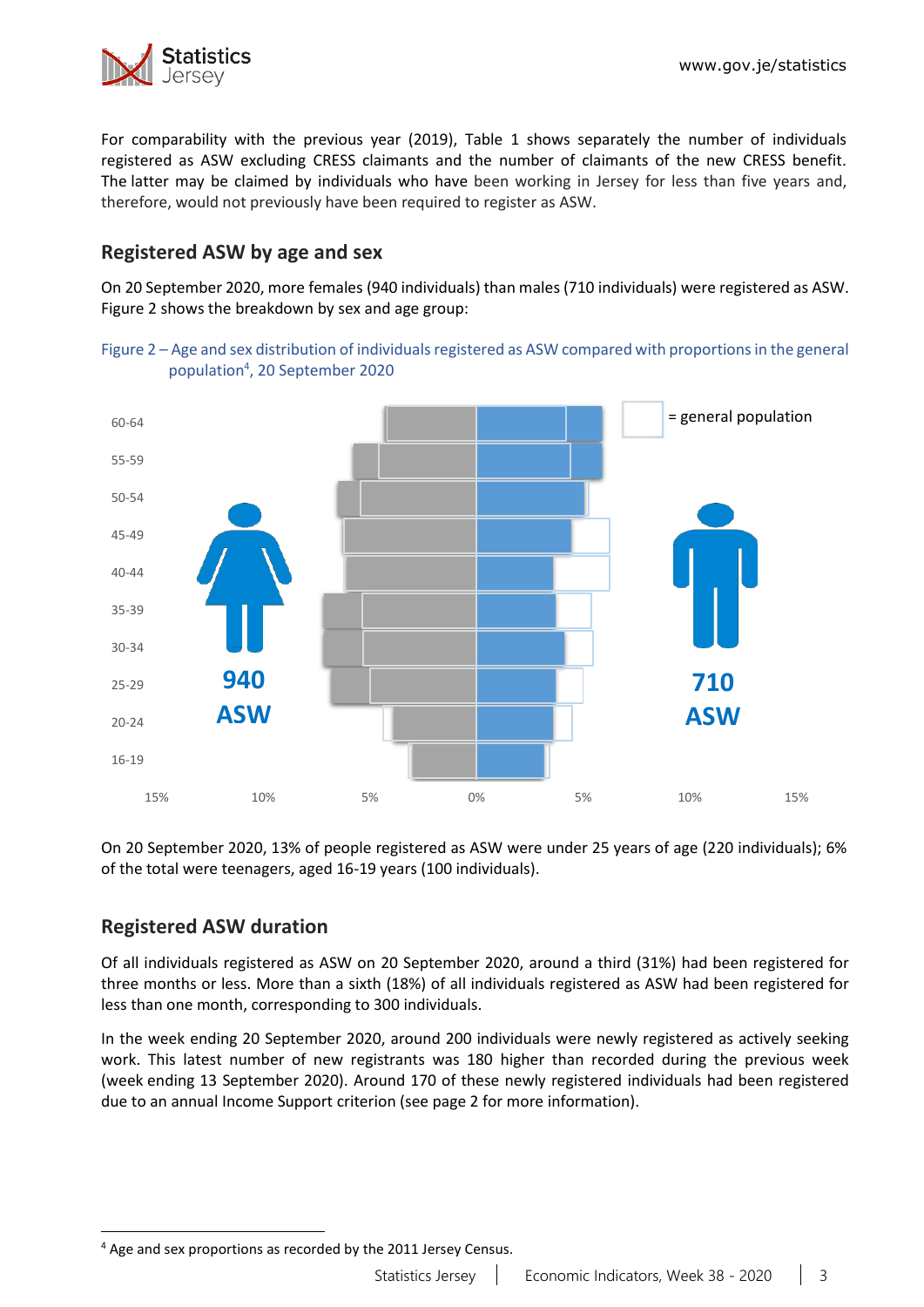For comparability with the previous year (2019), Table 1 shows separately the number of individuals registered as ASW excluding CRESS claimants and the number of claimants of the new CRESS benefit. The latter may be claimed by individuals who have been working in Jersey for less than five years and, therefore, would not previously have been required to register as ASW.

## Registered ASW by age and sex

On 20 September 2020, more females (940 individuals) than males (710 individuals) were registered as ASW. Figure 2 shows the breakdown by sex and age group:

Figure 2 – Age and sex distribution of individuals registered as ASW compared with proportions in the general population[4], 20 September 2020

On 20 September 2020, 13% of people registered as ASW were under 25 years of age (220 individuals); 6% of the total were teenagers, aged 16-19 years (100 individuals).

## Registered ASW duration

Of all individuals registered as ASW on 20 September 2020, around a third (31%) had been registered for three months or less. More than a sixth (18%) of all individuals registered as ASW had been registered for less than one month, corresponding to 300 individuals.

In the week ending 20 September 2020, around 200 individuals were newly registered as actively seeking work. This latest number of new registrants was 180 higher than recorded during the previous week (week ending 13 September 2020). Around 170 of these newly registered individuals had been registered due to an annual Income Support criterion (see page 2 for more information).

[4] Age and sex proportions as recorded by the 2011 Jersey Census.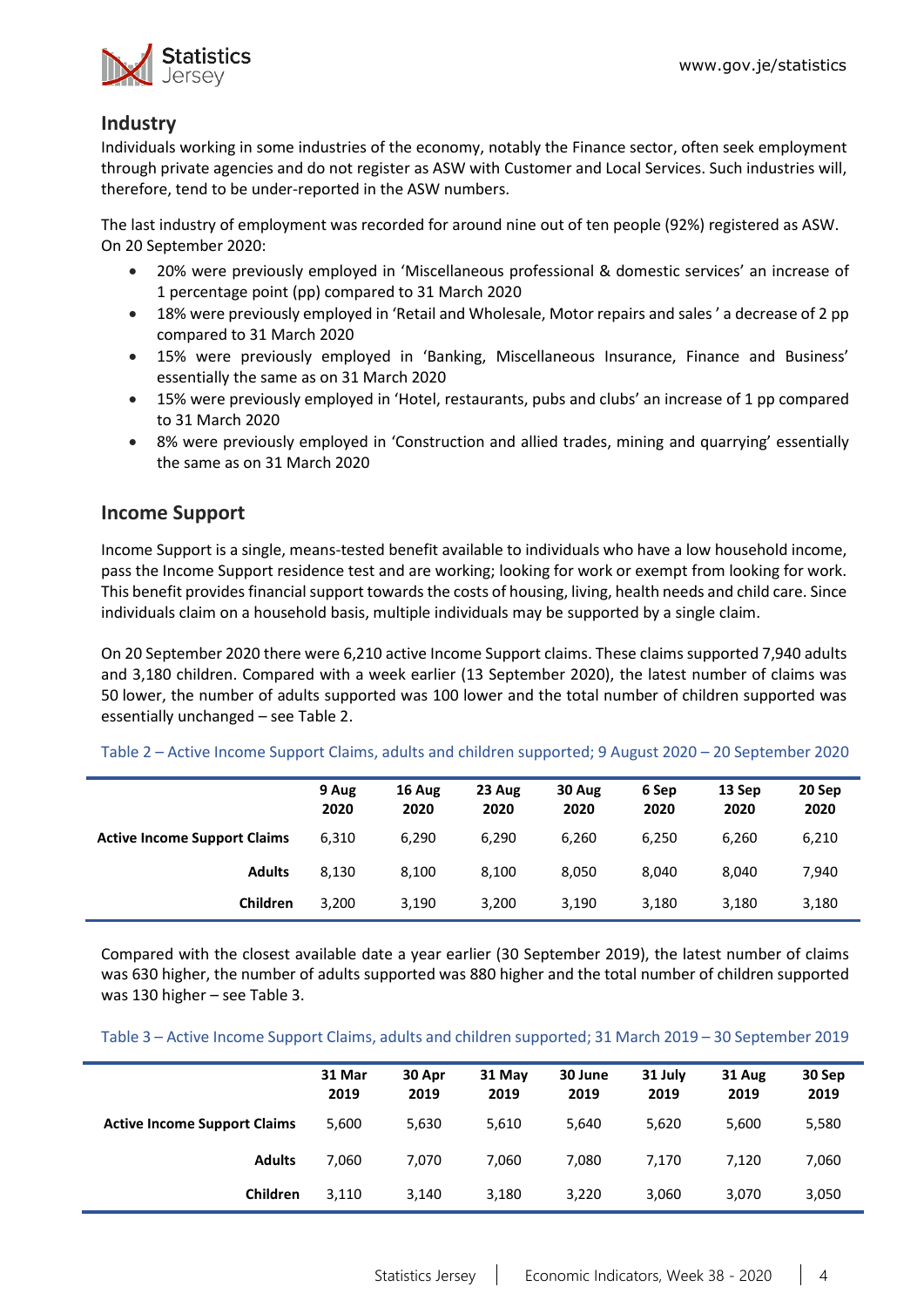## Industry

Individuals working in some industries of the economy, notably the Finance sector, often seek employment through private agencies and do not register as ASW with Customer and Local Services. Such industries will, therefore, tend to be under-reported in the ASW numbers.

The last industry of employment was recorded for around nine out of ten people (92%) registered as ASW. On 20 September 2020:

- 20% were previously employed in 'Miscellaneous professional & domestic services' an increase of 1 percentage point (pp) compared to 31 March 2020
- 18% were previously employed in 'Retail and Wholesale, Motor repairs and sales ' a decrease of 2 pp compared to 31 March 2020
- 15% were previously employed in 'Banking, Miscellaneous Insurance, Finance and Business' essentially the same as on 31 March 2020
- 15% were previously employed in 'Hotel, restaurants, pubs and clubs' an increase of 1 pp compared to 31 March 2020
- 8% were previously employed in 'Construction and allied trades, mining and quarrying' essentially the same as on 31 March 2020

## Income Support

Income Support is a single, means-tested benefit available to individuals who have a low household income, pass the Income Support residence test and are working; looking for work or exempt from looking for work. This benefit provides financial support towards the costs of housing, living, health needs and child care. Since individuals claim on a household basis, multiple individuals may be supported by a single claim.

On 20 September 2020 there were 6,210 active Income Support claims. These claims supported 7,940 adults and 3,180 children. Compared with a week earlier (13 September 2020), the latest number of claims was 50 lower, the number of adults supported was 100 lower and the total number of children supported was essentially unchanged – see Table 2.

Table 2 – Active Income Support Claims, adults and children supported; 9 August 2020 – 20 September 2020

| | 9 Aug 2020 | 16 Aug 2020 | 23 Aug 2020 | 30 Aug 2020 | 6 Sep 2020 | 13 Sep 2020 | 20 Sep 2020 |
|---|---|---|---|---|---|---|---|
| **Active Income Support Claims** | 6,310 | 6,290 | 6,290 | 6,260 | 6,250 | 6,260 | 6,210 |
| **Adults** | 8,130 | 8,100 | 8,100 | 8,050 | 8,040 | 8,040 | 7,940 |
| **Children** | 3,200 | 3,190 | 3,200 | 3,190 | 3,180 | 3,180 | 3,180 |

Compared with the closest available date a year earlier (30 September 2019), the latest number of claims was 630 higher, the number of adults supported was 880 higher and the total number of children supported was 130 higher – see Table 3.

Table 3 – Active Income Support Claims, adults and children supported; 31 March 2019 – 30 September 2019

| | 31 Mar 2019 | 30 Apr 2019 | 31 May 2019 | 30 June 2019 | 31 July 2019 | 31 Aug 2019 | 30 Sep 2019 |
|---|---|---|---|---|---|---|---|
| **Active Income Support Claims** | 5,600 | 5,630 | 5,610 | 5,640 | 5,620 | 5,600 | 5,580 |
| **Adults** | 7,060 | 7,070 | 7,060 | 7,080 | 7,170 | 7,120 | 7,060 |
| **Children** | 3,110 | 3,140 | 3,180 | 3,220 | 3,060 | 3,070 | 3,050 |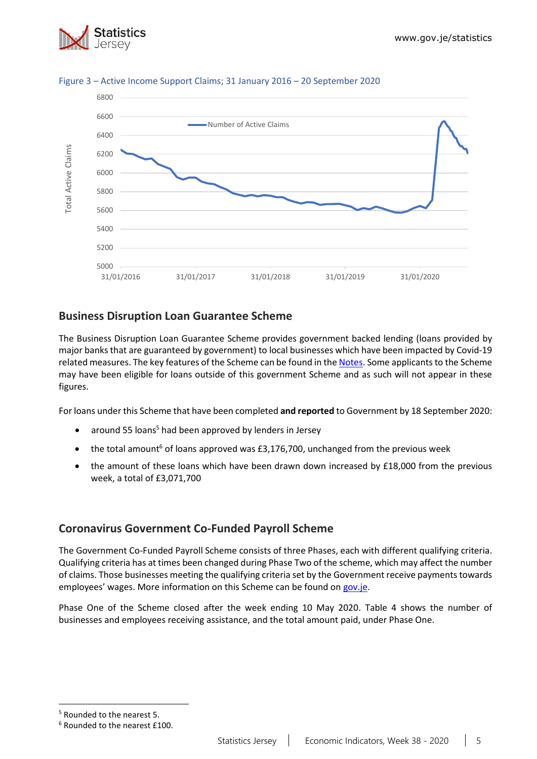Figure 3 – Active Income Support Claims; 31 January 2016 – 20 September 2020

## Business Disruption Loan Guarantee Scheme

The Business Disruption Loan Guarantee Scheme provides government backed lending (loans provided by major banks that are guaranteed by government) to local businesses which have been impacted by Covid-19 related measures. The key features of the Scheme can be found in the Notes. Some applicants to the Scheme may have been eligible for loans outside of this government Scheme and as such will not appear in these figures.

For loans under this Scheme that have been completed **and reported** to Government by 18 September 2020:

- around 55 loans[5] had been approved by lenders in Jersey
- the total amount[6] of loans approved was £3,176,700, unchanged from the previous week
- the amount of these loans which have been drawn down increased by £18,000 from the previous week, a total of £3,071,700

## Coronavirus Government Co-Funded Payroll Scheme

The Government Co-Funded Payroll Scheme consists of three Phases, each with different qualifying criteria. Qualifying criteria has at times been changed during Phase Two of the scheme, which may affect the number of claims. Those businesses meeting the qualifying criteria set by the Government receive payments towards employees' wages. More information on this Scheme can be found on gov.je.

Phase One of the Scheme closed after the week ending 10 May 2020. Table 4 shows the number of businesses and employees receiving assistance, and the total amount paid, under Phase One.

---

[5] Rounded to the nearest 5.

[6] Rounded to the nearest £100.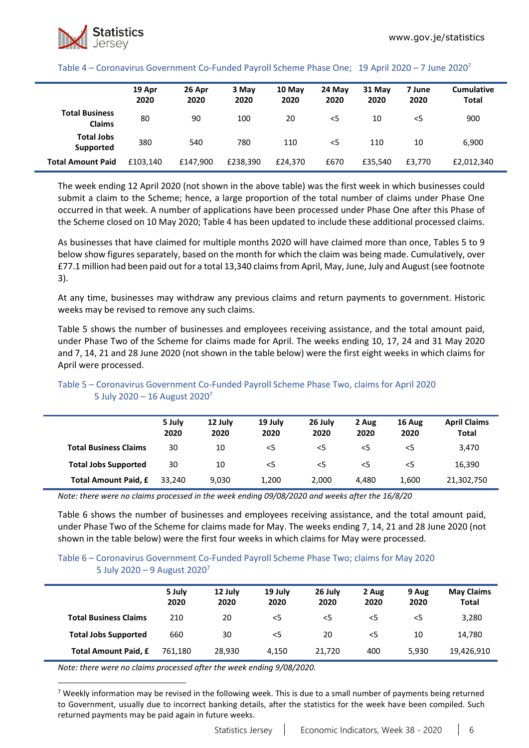Table 4 – Coronavirus Government Co-Funded Payroll Scheme Phase One; 19 April 2020 – 7 June 2020[7]

| | 19 Apr 2020 | 26 Apr 2020 | 3 May 2020 | 10 May 2020 | 24 May 2020 | 31 May 2020 | 7 June 2020 | Cumulative Total |
|---|---|---|---|---|---|---|---|---|
| **Total Business Claims** | 80 | 90 | 100 | 20 | <5 | 10 | <5 | 900 |
| **Total Jobs Supported** | 380 | 540 | 780 | 110 | <5 | 110 | 10 | 6,900 |
| **Total Amount Paid** | £103,140 | £147,900 | £238,390 | £24,370 | £670 | £35,540 | £3,770 | £2,012,340 |

The week ending 12 April 2020 (not shown in the above table) was the first week in which businesses could submit a claim to the Scheme; hence, a large proportion of the total number of claims under Phase One occurred in that week. A number of applications have been processed under Phase One after this Phase of the Scheme closed on 10 May 2020; Table 4 has been updated to include these additional processed claims.

As businesses that have claimed for multiple months 2020 will have claimed more than once, Tables 5 to 9 below show figures separately, based on the month for which the claim was being made. Cumulatively, over £77.1 million had been paid out for a total 13,340 claims from April, May, June, July and August (see footnote 3).

At any time, businesses may withdraw any previous claims and return payments to government. Historic weeks may be revised to remove any such claims.

Table 5 shows the number of businesses and employees receiving assistance, and the total amount paid, under Phase Two of the Scheme for claims made for April. The weeks ending 10, 17, 24 and 31 May 2020 and 7, 14, 21 and 28 June 2020 (not shown in the table below) were the first eight weeks in which claims for April were processed.

Table 5 – Coronavirus Government Co-Funded Payroll Scheme Phase Two, claims for April 2020 5 July 2020 – 16 August 2020[7]

| | 5 July 2020 | 12 July 2020 | 19 July 2020 | 26 July 2020 | 2 Aug 2020 | 16 Aug 2020 | April Claims Total |
|---|---|---|---|---|---|---|---|
| **Total Business Claims** | 30 | 10 | <5 | <5 | <5 | <5 | 3,470 |
| **Total Jobs Supported** | 30 | 10 | <5 | <5 | <5 | <5 | 16,390 |
| **Total Amount Paid, £** | 33,240 | 9,030 | 1,200 | 2,000 | 4,480 | 1,600 | 21,302,750 |

*Note: there were no claims processed in the week ending 09/08/2020 and weeks after the 16/8/20*

Table 6 shows the number of businesses and employees receiving assistance, and the total amount paid, under Phase Two of the Scheme for claims made for May. The weeks ending 7, 14, 21 and 28 June 2020 (not shown in the table below) were the first four weeks in which claims for May were processed.

Table 6 – Coronavirus Government Co-Funded Payroll Scheme Phase Two; claims for May 2020 5 July 2020 – 9 August 2020[7]

| | 5 July 2020 | 12 July 2020 | 19 July 2020 | 26 July 2020 | 2 Aug 2020 | 9 Aug 2020 | May Claims Total |
|---|---|---|---|---|---|---|---|
| **Total Business Claims** | 210 | 20 | <5 | <5 | <5 | <5 | 3,280 |
| **Total Jobs Supported** | 660 | 30 | <5 | 20 | <5 | 10 | 14,780 |
| **Total Amount Paid, £** | 761,180 | 28,930 | 4,150 | 21,720 | 400 | 5,930 | 19,426,910 |

*Note: there were no claims processed after the week ending 9/08/2020.*

[7] Weekly information may be revised in the following week. This is due to a small number of payments being returned to Government, usually due to incorrect banking details, after the statistics for the week have been compiled. Such returned payments may be paid again in future weeks.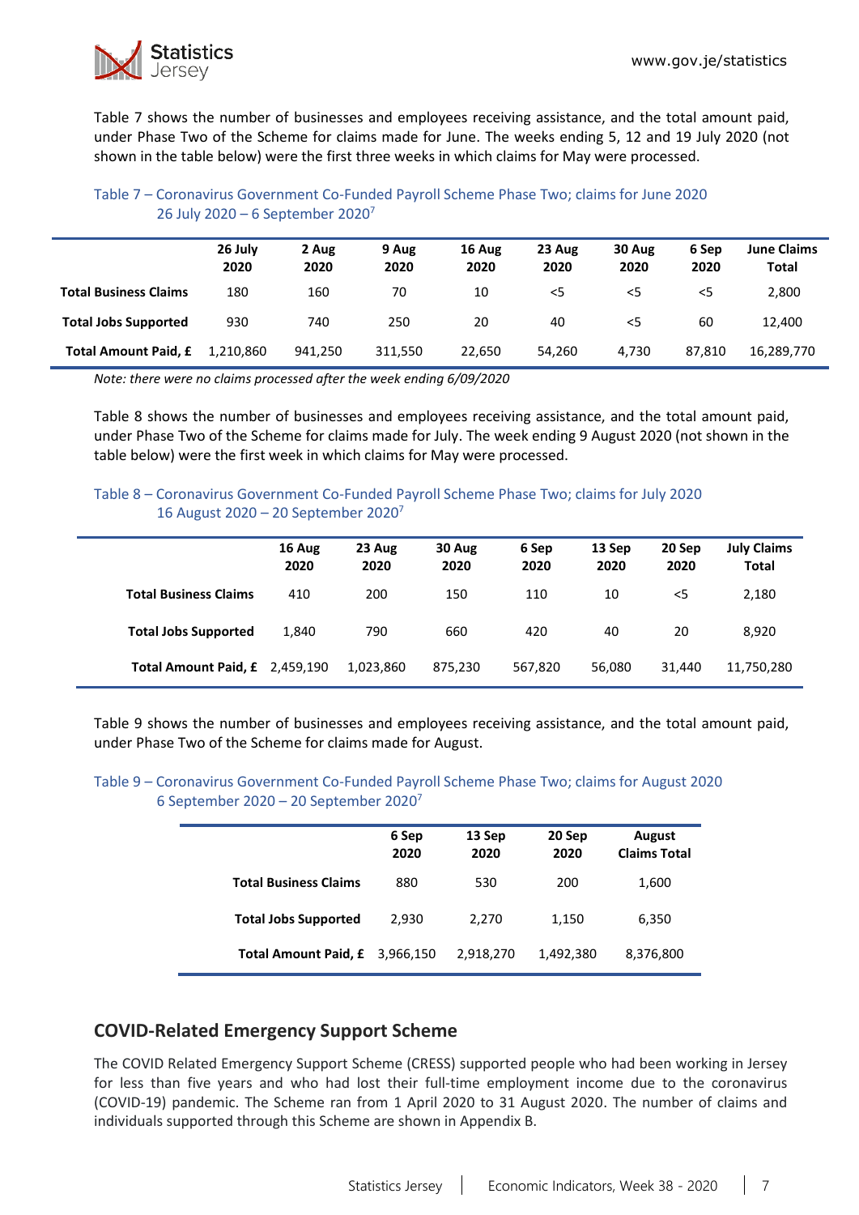Table 7 shows the number of businesses and employees receiving assistance, and the total amount paid, under Phase Two of the Scheme for claims made for June. The weeks ending 5, 12 and 19 July 2020 (not shown in the table below) were the first three weeks in which claims for May were processed.

Table 7 – Coronavirus Government Co-Funded Payroll Scheme Phase Two; claims for June 2020
26 July 2020 – 6 September 2020[7]

| | 26 July 2020 | 2 Aug 2020 | 9 Aug 2020 | 16 Aug 2020 | 23 Aug 2020 | 30 Aug 2020 | 6 Sep 2020 | June Claims Total |
|---|---|---|---|---|---|---|---|---|
| **Total Business Claims** | 180 | 160 | 70 | 10 | <5 | <5 | <5 | 2,800 |
| **Total Jobs Supported** | 930 | 740 | 250 | 20 | 40 | <5 | 60 | 12,400 |
| **Total Amount Paid, £** | 1,210,860 | 941,250 | 311,550 | 22,650 | 54,260 | 4,730 | 87,810 | 16,289,770 |

*Note: there were no claims processed after the week ending 6/09/2020*

Table 8 shows the number of businesses and employees receiving assistance, and the total amount paid, under Phase Two of the Scheme for claims made for July. The week ending 9 August 2020 (not shown in the table below) were the first week in which claims for May were processed.

Table 8 – Coronavirus Government Co-Funded Payroll Scheme Phase Two; claims for July 2020
16 August 2020 – 20 September 2020[7]

| | 16 Aug 2020 | 23 Aug 2020 | 30 Aug 2020 | 6 Sep 2020 | 13 Sep 2020 | 20 Sep 2020 | July Claims Total |
|---|---|---|---|---|---|---|---|
| **Total Business Claims** | 410 | 200 | 150 | 110 | 10 | <5 | 2,180 |
| **Total Jobs Supported** | 1,840 | 790 | 660 | 420 | 40 | 20 | 8,920 |
| **Total Amount Paid, £** | 2,459,190 | 1,023,860 | 875,230 | 567,820 | 56,080 | 31,440 | 11,750,280 |

Table 9 shows the number of businesses and employees receiving assistance, and the total amount paid, under Phase Two of the Scheme for claims made for August.

Table 9 – Coronavirus Government Co-Funded Payroll Scheme Phase Two; claims for August 2020
6 September 2020 – 20 September 2020[7]

| | 6 Sep 2020 | 13 Sep 2020 | 20 Sep 2020 | August Claims Total |
|---|---|---|---|---|
| **Total Business Claims** | 880 | 530 | 200 | 1,600 |
| **Total Jobs Supported** | 2,930 | 2,270 | 1,150 | 6,350 |
| **Total Amount Paid, £** | 3,966,150 | 2,918,270 | 1,492,380 | 8,376,800 |

## COVID-Related Emergency Support Scheme

The COVID Related Emergency Support Scheme (CRESS) supported people who had been working in Jersey for less than five years and who had lost their full-time employment income due to the coronavirus (COVID-19) pandemic. The Scheme ran from 1 April 2020 to 31 August 2020. The number of claims and individuals supported through this Scheme are shown in Appendix B.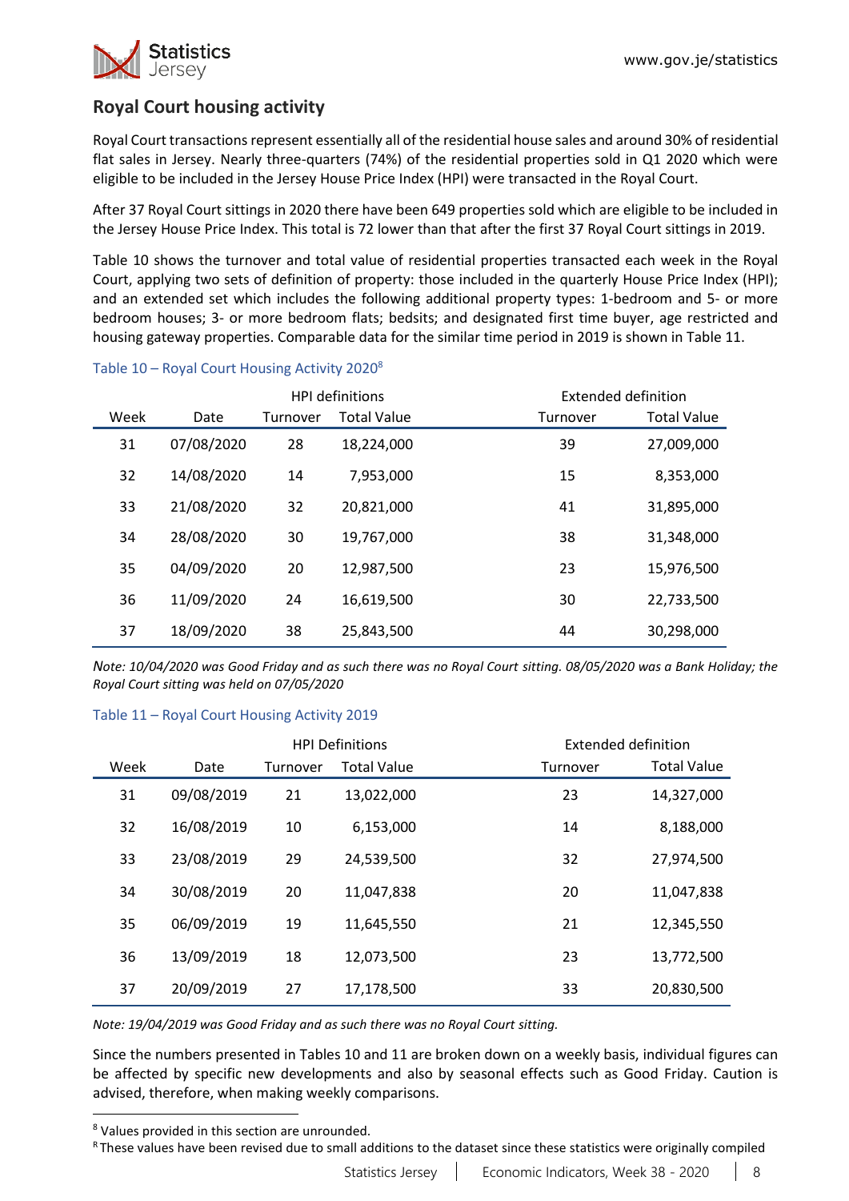## Royal Court housing activity

Royal Court transactions represent essentially all of the residential house sales and around 30% of residential flat sales in Jersey. Nearly three-quarters (74%) of the residential properties sold in Q1 2020 which were eligible to be included in the Jersey House Price Index (HPI) were transacted in the Royal Court.

After 37 Royal Court sittings in 2020 there have been 649 properties sold which are eligible to be included in the Jersey House Price Index. This total is 72 lower than that after the first 37 Royal Court sittings in 2019.

Table 10 shows the turnover and total value of residential properties transacted each week in the Royal Court, applying two sets of definition of property: those included in the quarterly House Price Index (HPI); and an extended set which includes the following additional property types: 1-bedroom and 5- or more bedroom houses; 3- or more bedroom flats; bedsits; and designated first time buyer, age restricted and housing gateway properties. Comparable data for the similar time period in 2019 is shown in Table 11.

Table 10 – Royal Court Housing Activity 2020[8]

| | | HPI definitions | | Extended definition | |
|---|---|---|---|---|---|
| Week | Date | Turnover | Total Value | Turnover | Total Value |
| 31 | 07/08/2020 | 28 | 18,224,000 | 39 | 27,009,000 |
| 32 | 14/08/2020 | 14 | 7,953,000 | 15 | 8,353,000 |
| 33 | 21/08/2020 | 32 | 20,821,000 | 41 | 31,895,000 |
| 34 | 28/08/2020 | 30 | 19,767,000 | 38 | 31,348,000 |
| 35 | 04/09/2020 | 20 | 12,987,500 | 23 | 15,976,500 |
| 36 | 11/09/2020 | 24 | 16,619,500 | 30 | 22,733,500 |
| 37 | 18/09/2020 | 38 | 25,843,500 | 44 | 30,298,000 |

*Note: 10/04/2020 was Good Friday and as such there was no Royal Court sitting. 08/05/2020 was a Bank Holiday; the Royal Court sitting was held on 07/05/2020*

Table 11 – Royal Court Housing Activity 2019

| | | HPI Definitions | | Extended definition | |
|---|---|---|---|---|---|
| Week | Date | Turnover | Total Value | Turnover | Total Value |
| 31 | 09/08/2019 | 21 | 13,022,000 | 23 | 14,327,000 |
| 32 | 16/08/2019 | 10 | 6,153,000 | 14 | 8,188,000 |
| 33 | 23/08/2019 | 29 | 24,539,500 | 32 | 27,974,500 |
| 34 | 30/08/2019 | 20 | 11,047,838 | 20 | 11,047,838 |
| 35 | 06/09/2019 | 19 | 11,645,550 | 21 | 12,345,550 |
| 36 | 13/09/2019 | 18 | 12,073,500 | 23 | 13,772,500 |
| 37 | 20/09/2019 | 27 | 17,178,500 | 33 | 20,830,500 |

*Note: 19/04/2019 was Good Friday and as such there was no Royal Court sitting.*

Since the numbers presented in Tables 10 and 11 are broken down on a weekly basis, individual figures can be affected by specific new developments and also by seasonal effects such as Good Friday. Caution is advised, therefore, when making weekly comparisons.

[8] Values provided in this section are unrounded.

[R] These values have been revised due to small additions to the dataset since these statistics were originally compiled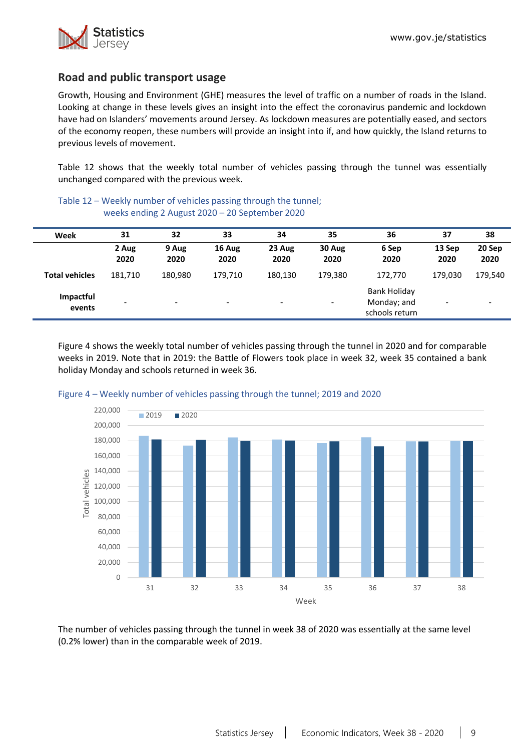## Road and public transport usage

Growth, Housing and Environment (GHE) measures the level of traffic on a number of roads in the Island. Looking at change in these levels gives an insight into the effect the coronavirus pandemic and lockdown have had on Islanders' movements around Jersey. As lockdown measures are potentially eased, and sectors of the economy reopen, these numbers will provide an insight into if, and how quickly, the Island returns to previous levels of movement.

Table 12 shows that the weekly total number of vehicles passing through the tunnel was essentially unchanged compared with the previous week.

Table 12 – Weekly number of vehicles passing through the tunnel; weeks ending 2 August 2020 – 20 September 2020

| Week | 31 | 32 | 33 | 34 | 35 | 36 | 37 | 38 |
|---|---|---|---|---|---|---|---|---|
| | 2 Aug 2020 | 9 Aug 2020 | 16 Aug 2020 | 23 Aug 2020 | 30 Aug 2020 | 6 Sep 2020 | 13 Sep 2020 | 20 Sep 2020 |
| **Total vehicles** | 181,710 | 180,980 | 179,710 | 180,130 | 179,380 | 172,770 | 179,030 | 179,540 |
| **Impactful events** | - | - | - | - | - | Bank Holiday Monday; and schools return | - | - |

Figure 4 shows the weekly total number of vehicles passing through the tunnel in 2020 and for comparable weeks in 2019. Note that in 2019: the Battle of Flowers took place in week 32, week 35 contained a bank holiday Monday and schools returned in week 36.

Figure 4 – Weekly number of vehicles passing through the tunnel; 2019 and 2020

The number of vehicles passing through the tunnel in week 38 of 2020 was essentially at the same level (0.2% lower) than in the comparable week of 2019.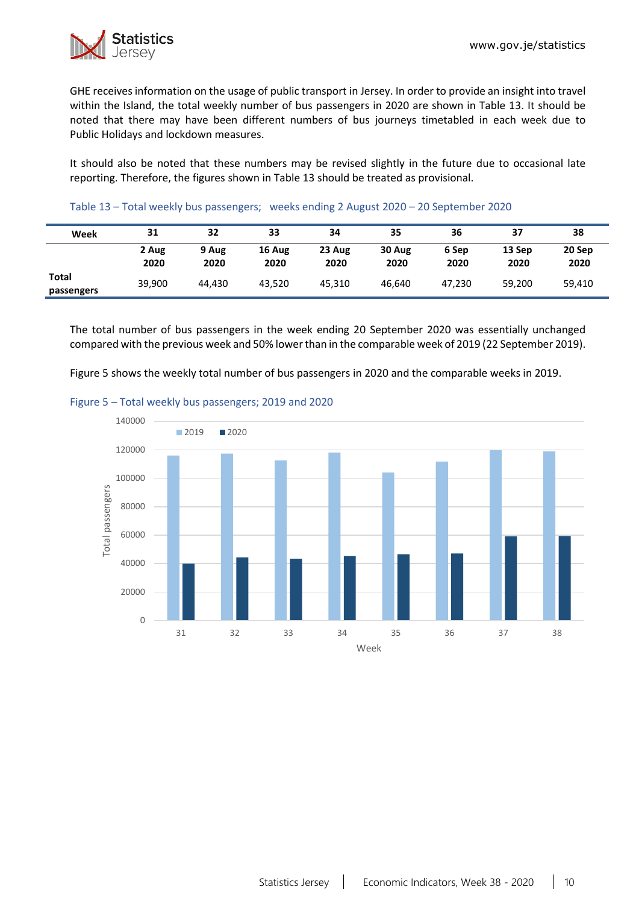GHE receives information on the usage of public transport in Jersey. In order to provide an insight into travel within the Island, the total weekly number of bus passengers in 2020 are shown in Table 13. It should be noted that there may have been different numbers of bus journeys timetabled in each week due to Public Holidays and lockdown measures.

It should also be noted that these numbers may be revised slightly in the future due to occasional late reporting. Therefore, the figures shown in Table 13 should be treated as provisional.

Table 13 – Total weekly bus passengers; weeks ending 2 August 2020 – 20 September 2020

| Week | 31 | 32 | 33 | 34 | 35 | 36 | 37 | 38 |
|---|---|---|---|---|---|---|---|---|
| | 2 Aug 2020 | 9 Aug 2020 | 16 Aug 2020 | 23 Aug 2020 | 30 Aug 2020 | 6 Sep 2020 | 13 Sep 2020 | 20 Sep 2020 |
| Total passengers | 39,900 | 44,430 | 43,520 | 45,310 | 46,640 | 47,230 | 59,200 | 59,410 |

The total number of bus passengers in the week ending 20 September 2020 was essentially unchanged compared with the previous week and 50% lower than in the comparable week of 2019 (22 September 2019).

Figure 5 shows the weekly total number of bus passengers in 2020 and the comparable weeks in 2019.

Figure 5 – Total weekly bus passengers; 2019 and 2020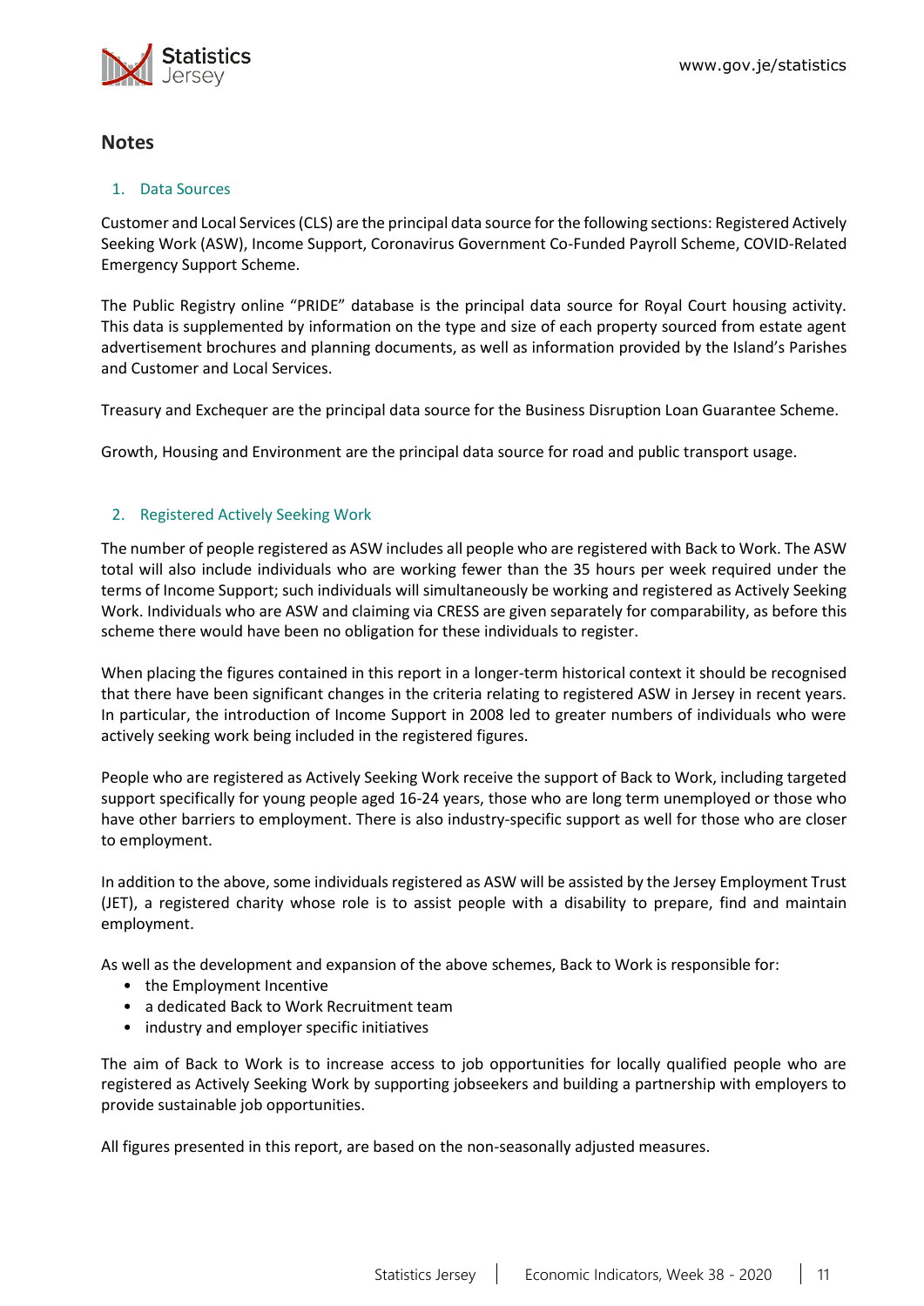## Notes

### 1. Data Sources

Customer and Local Services (CLS) are the principal data source for the following sections: Registered Actively Seeking Work (ASW), Income Support, Coronavirus Government Co-Funded Payroll Scheme, COVID-Related Emergency Support Scheme.

The Public Registry online "PRIDE" database is the principal data source for Royal Court housing activity. This data is supplemented by information on the type and size of each property sourced from estate agent advertisement brochures and planning documents, as well as information provided by the Island's Parishes and Customer and Local Services.

Treasury and Exchequer are the principal data source for the Business Disruption Loan Guarantee Scheme.

Growth, Housing and Environment are the principal data source for road and public transport usage.

### 2. Registered Actively Seeking Work

The number of people registered as ASW includes all people who are registered with Back to Work. The ASW total will also include individuals who are working fewer than the 35 hours per week required under the terms of Income Support; such individuals will simultaneously be working and registered as Actively Seeking Work. Individuals who are ASW and claiming via CRESS are given separately for comparability, as before this scheme there would have been no obligation for these individuals to register.

When placing the figures contained in this report in a longer-term historical context it should be recognised that there have been significant changes in the criteria relating to registered ASW in Jersey in recent years. In particular, the introduction of Income Support in 2008 led to greater numbers of individuals who were actively seeking work being included in the registered figures.

People who are registered as Actively Seeking Work receive the support of Back to Work, including targeted support specifically for young people aged 16-24 years, those who are long term unemployed or those who have other barriers to employment. There is also industry-specific support as well for those who are closer to employment.

In addition to the above, some individuals registered as ASW will be assisted by the Jersey Employment Trust (JET), a registered charity whose role is to assist people with a disability to prepare, find and maintain employment.

As well as the development and expansion of the above schemes, Back to Work is responsible for:

- the Employment Incentive
- a dedicated Back to Work Recruitment team
- industry and employer specific initiatives

The aim of Back to Work is to increase access to job opportunities for locally qualified people who are registered as Actively Seeking Work by supporting jobseekers and building a partnership with employers to provide sustainable job opportunities.

All figures presented in this report, are based on the non-seasonally adjusted measures.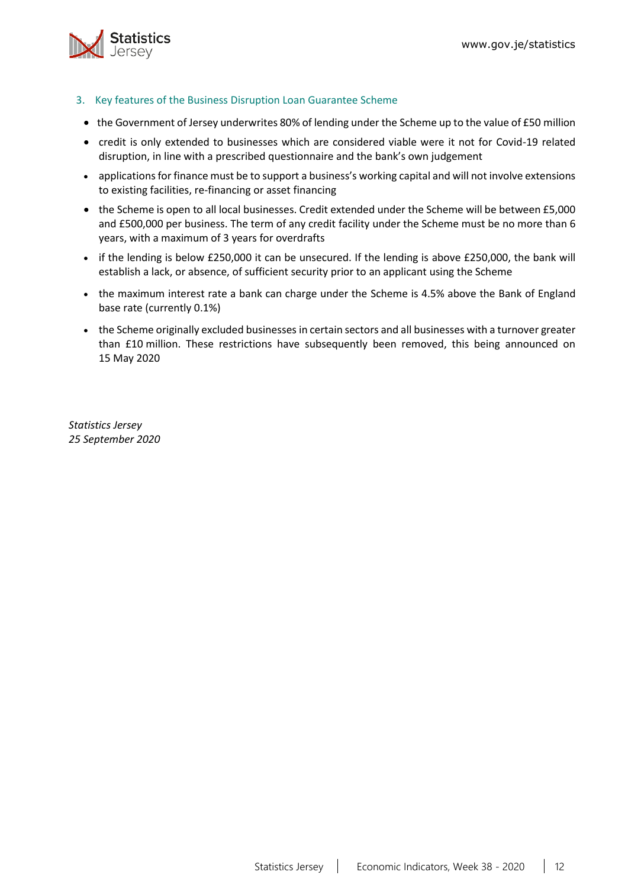### 3. Key features of the Business Disruption Loan Guarantee Scheme

- the Government of Jersey underwrites 80% of lending under the Scheme up to the value of £50 million
- credit is only extended to businesses which are considered viable were it not for Covid-19 related disruption, in line with a prescribed questionnaire and the bank's own judgement
- applications for finance must be to support a business's working capital and will not involve extensions to existing facilities, re-financing or asset financing
- the Scheme is open to all local businesses. Credit extended under the Scheme will be between £5,000 and £500,000 per business. The term of any credit facility under the Scheme must be no more than 6 years, with a maximum of 3 years for overdrafts
- if the lending is below £250,000 it can be unsecured. If the lending is above £250,000, the bank will establish a lack, or absence, of sufficient security prior to an applicant using the Scheme
- the maximum interest rate a bank can charge under the Scheme is 4.5% above the Bank of England base rate (currently 0.1%)
- the Scheme originally excluded businesses in certain sectors and all businesses with a turnover greater than £10 million. These restrictions have subsequently been removed, this being announced on 15 May 2020

*Statistics Jersey*
*25 September 2020*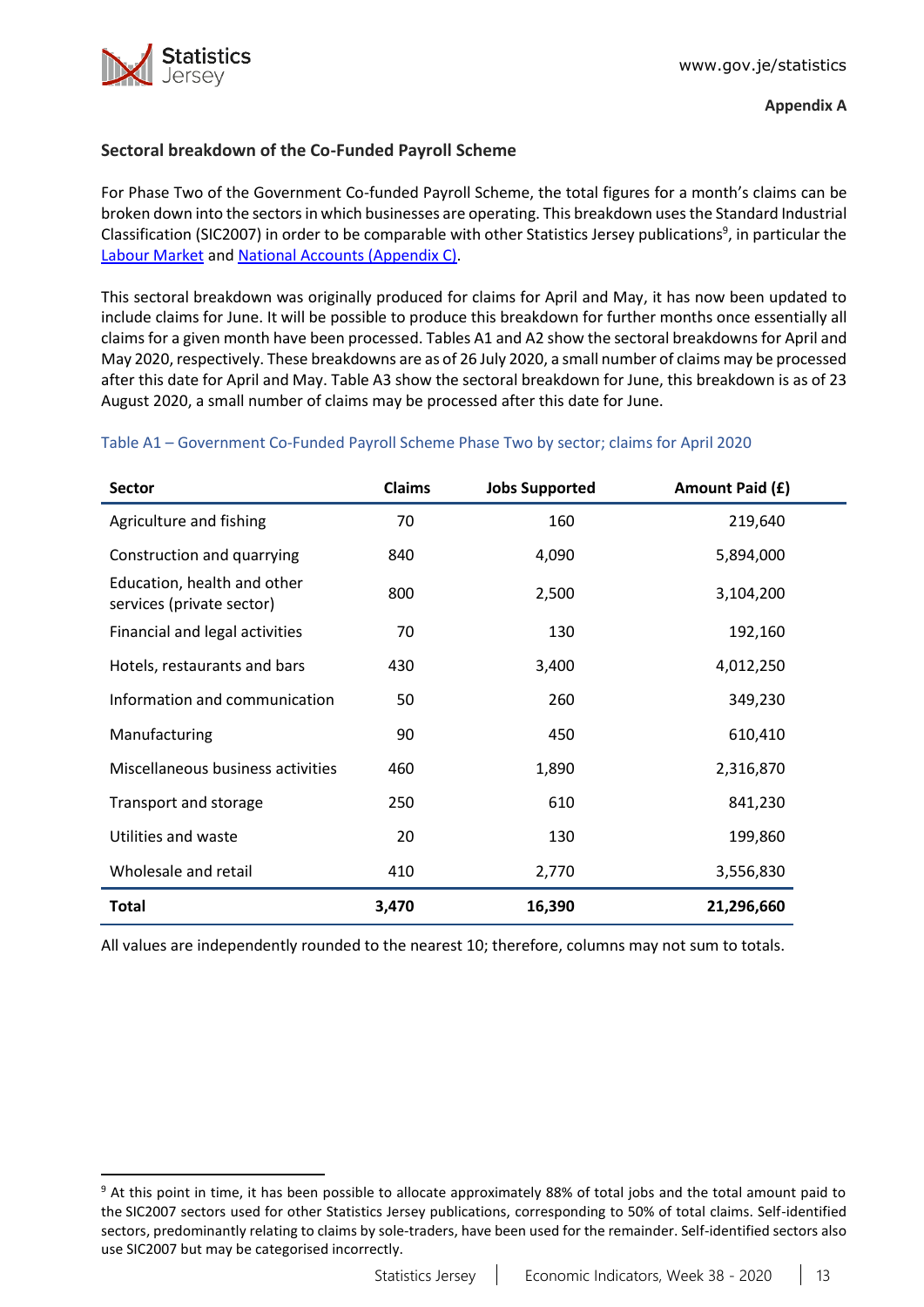**Appendix A**

## Sectoral breakdown of the Co-Funded Payroll Scheme

For Phase Two of the Government Co-funded Payroll Scheme, the total figures for a month's claims can be broken down into the sectors in which businesses are operating. This breakdown uses the Standard Industrial Classification (SIC2007) in order to be comparable with other Statistics Jersey publications[9], in particular the Labour Market and National Accounts (Appendix C).

This sectoral breakdown was originally produced for claims for April and May, it has now been updated to include claims for June. It will be possible to produce this breakdown for further months once essentially all claims for a given month have been processed. Tables A1 and A2 show the sectoral breakdowns for April and May 2020, respectively. These breakdowns are as of 26 July 2020, a small number of claims may be processed after this date for April and May. Table A3 show the sectoral breakdown for June, this breakdown is as of 23 August 2020, a small number of claims may be processed after this date for June.

Table A1 – Government Co-Funded Payroll Scheme Phase Two by sector; claims for April 2020

| Sector | Claims | Jobs Supported | Amount Paid (£) |
|---|---|---|---|
| Agriculture and fishing | 70 | 160 | 219,640 |
| Construction and quarrying | 840 | 4,090 | 5,894,000 |
| Education, health and other services (private sector) | 800 | 2,500 | 3,104,200 |
| Financial and legal activities | 70 | 130 | 192,160 |
| Hotels, restaurants and bars | 430 | 3,400 | 4,012,250 |
| Information and communication | 50 | 260 | 349,230 |
| Manufacturing | 90 | 450 | 610,410 |
| Miscellaneous business activities | 460 | 1,890 | 2,316,870 |
| Transport and storage | 250 | 610 | 841,230 |
| Utilities and waste | 20 | 130 | 199,860 |
| Wholesale and retail | 410 | 2,770 | 3,556,830 |
| **Total** | **3,470** | **16,390** | **21,296,660** |

All values are independently rounded to the nearest 10; therefore, columns may not sum to totals.

[9] At this point in time, it has been possible to allocate approximately 88% of total jobs and the total amount paid to the SIC2007 sectors used for other Statistics Jersey publications, corresponding to 50% of total claims. Self-identified sectors, predominantly relating to claims by sole-traders, have been used for the remainder. Self-identified sectors also use SIC2007 but may be categorised incorrectly.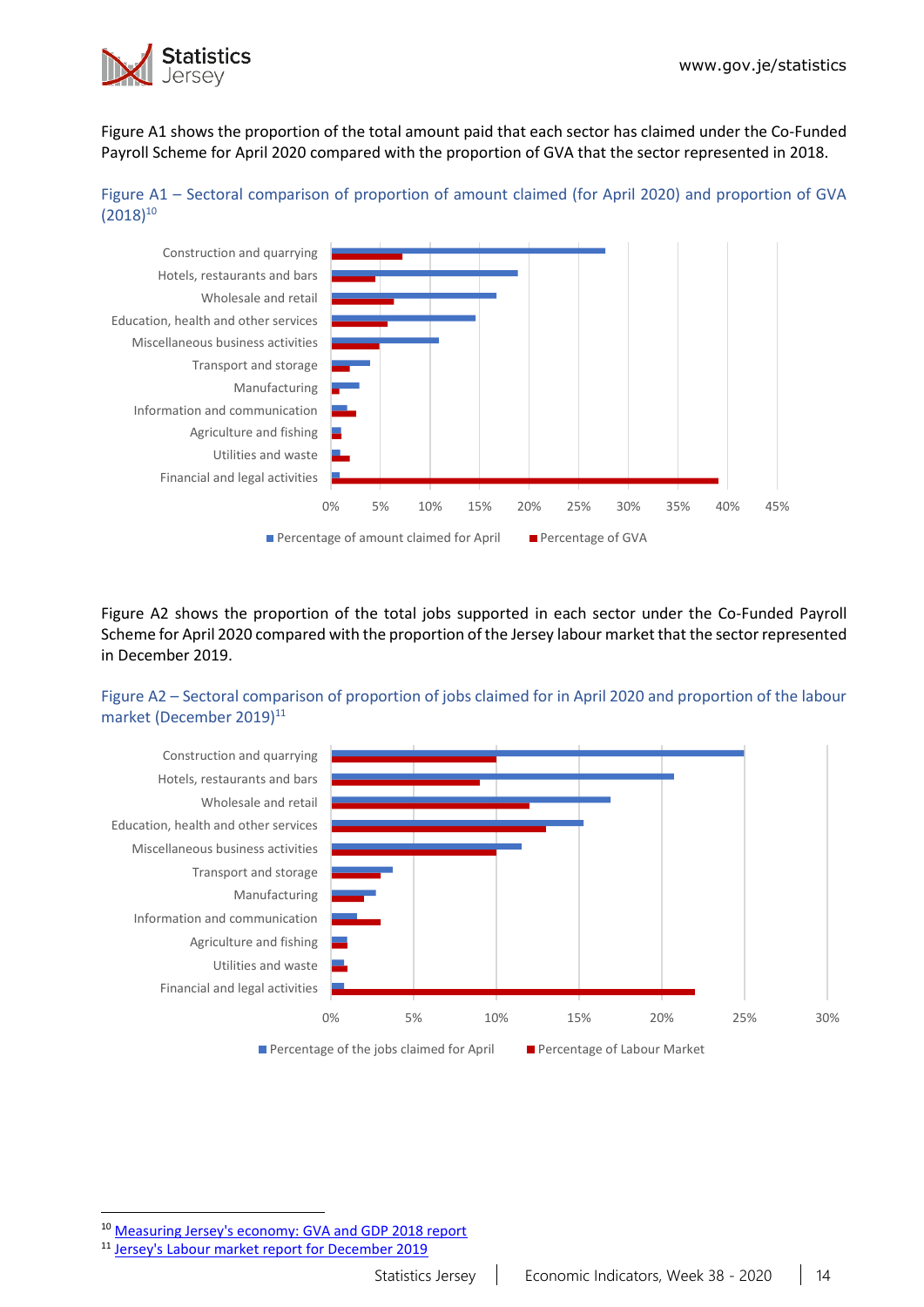Figure A1 shows the proportion of the total amount paid that each sector has claimed under the Co-Funded Payroll Scheme for April 2020 compared with the proportion of GVA that the sector represented in 2018.

Figure A1 – Sectoral comparison of proportion of amount claimed (for April 2020) and proportion of GVA (2018)[10]

Figure A2 shows the proportion of the total jobs supported in each sector under the Co-Funded Payroll Scheme for April 2020 compared with the proportion of the Jersey labour market that the sector represented in December 2019.

Figure A2 – Sectoral comparison of proportion of jobs claimed for in April 2020 and proportion of the labour market (December 2019)[11]

---

[10] Measuring Jersey's economy: GVA and GDP 2018 report

[11] Jersey's Labour market report for December 2019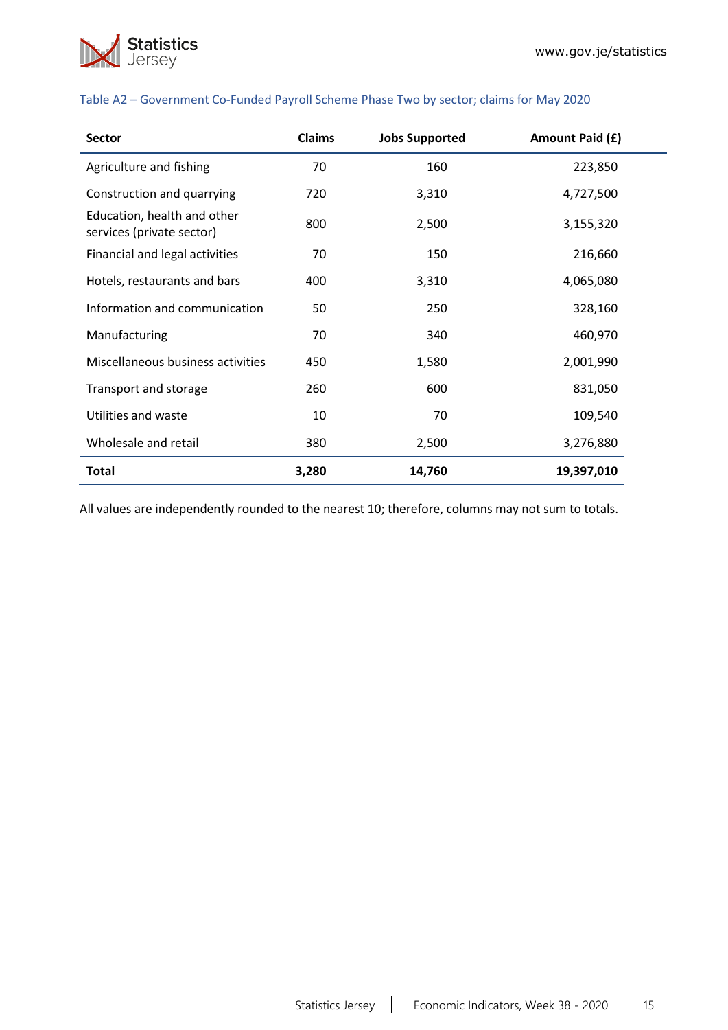Table A2 – Government Co-Funded Payroll Scheme Phase Two by sector; claims for May 2020

| Sector | Claims | Jobs Supported | Amount Paid (£) |
|---|---|---|---|
| Agriculture and fishing | 70 | 160 | 223,850 |
| Construction and quarrying | 720 | 3,310 | 4,727,500 |
| Education, health and other services (private sector) | 800 | 2,500 | 3,155,320 |
| Financial and legal activities | 70 | 150 | 216,660 |
| Hotels, restaurants and bars | 400 | 3,310 | 4,065,080 |
| Information and communication | 50 | 250 | 328,160 |
| Manufacturing | 70 | 340 | 460,970 |
| Miscellaneous business activities | 450 | 1,580 | 2,001,990 |
| Transport and storage | 260 | 600 | 831,050 |
| Utilities and waste | 10 | 70 | 109,540 |
| Wholesale and retail | 380 | 2,500 | 3,276,880 |
| **Total** | **3,280** | **14,760** | **19,397,010** |

All values are independently rounded to the nearest 10; therefore, columns may not sum to totals.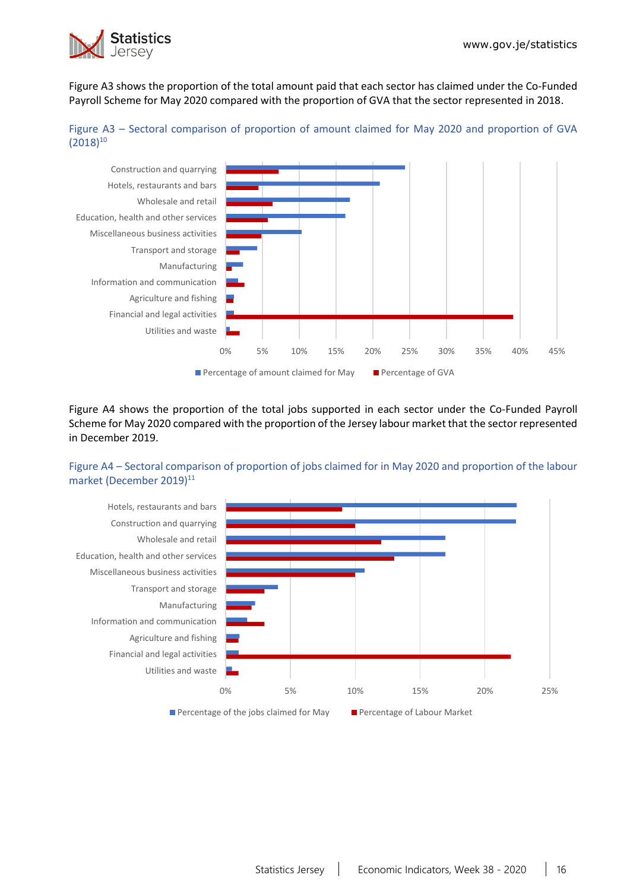Figure A3 shows the proportion of the total amount paid that each sector has claimed under the Co-Funded Payroll Scheme for May 2020 compared with the proportion of GVA that the sector represented in 2018.

Figure A3 – Sectoral comparison of proportion of amount claimed for May 2020 and proportion of GVA (2018)[10]

Figure A4 shows the proportion of the total jobs supported in each sector under the Co-Funded Payroll Scheme for May 2020 compared with the proportion of the Jersey labour market that the sector represented in December 2019.

Figure A4 – Sectoral comparison of proportion of jobs claimed for in May 2020 and proportion of the labour market (December 2019)[11]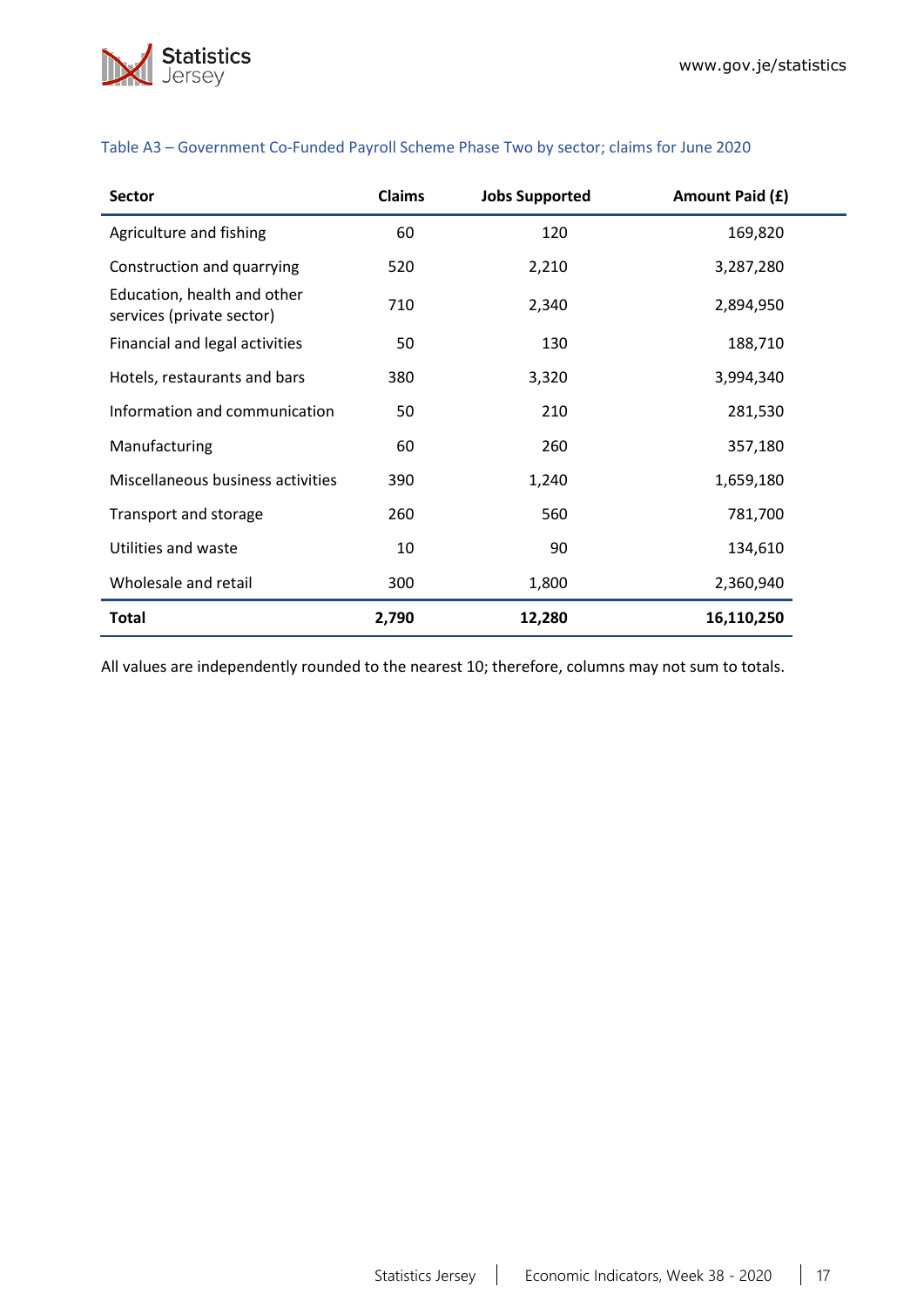### Table A3 – Government Co-Funded Payroll Scheme Phase Two by sector; claims for June 2020

| Sector | Claims | Jobs Supported | Amount Paid (£) |
|---|---|---|---|
| Agriculture and fishing | 60 | 120 | 169,820 |
| Construction and quarrying | 520 | 2,210 | 3,287,280 |
| Education, health and other services (private sector) | 710 | 2,340 | 2,894,950 |
| Financial and legal activities | 50 | 130 | 188,710 |
| Hotels, restaurants and bars | 380 | 3,320 | 3,994,340 |
| Information and communication | 50 | 210 | 281,530 |
| Manufacturing | 60 | 260 | 357,180 |
| Miscellaneous business activities | 390 | 1,240 | 1,659,180 |
| Transport and storage | 260 | 560 | 781,700 |
| Utilities and waste | 10 | 90 | 134,610 |
| Wholesale and retail | 300 | 1,800 | 2,360,940 |
| **Total** | **2,790** | **12,280** | **16,110,250** |

All values are independently rounded to the nearest 10; therefore, columns may not sum to totals.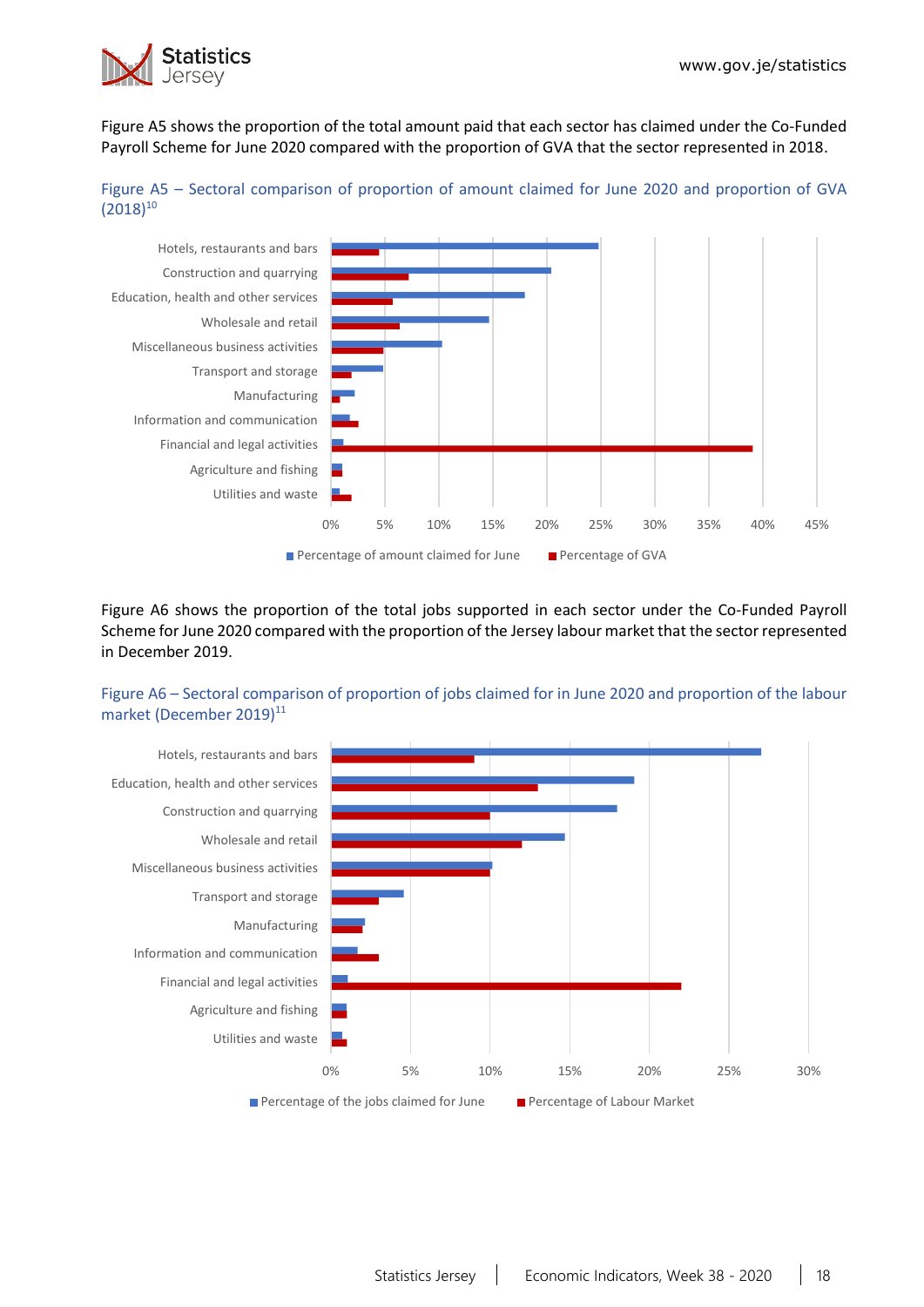Figure A5 shows the proportion of the total amount paid that each sector has claimed under the Co-Funded Payroll Scheme for June 2020 compared with the proportion of GVA that the sector represented in 2018.

Figure A5 – Sectoral comparison of proportion of amount claimed for June 2020 and proportion of GVA (2018)[10]

Figure A6 shows the proportion of the total jobs supported in each sector under the Co-Funded Payroll Scheme for June 2020 compared with the proportion of the Jersey labour market that the sector represented in December 2019.

Figure A6 – Sectoral comparison of proportion of jobs claimed for in June 2020 and proportion of the labour market (December 2019)[11]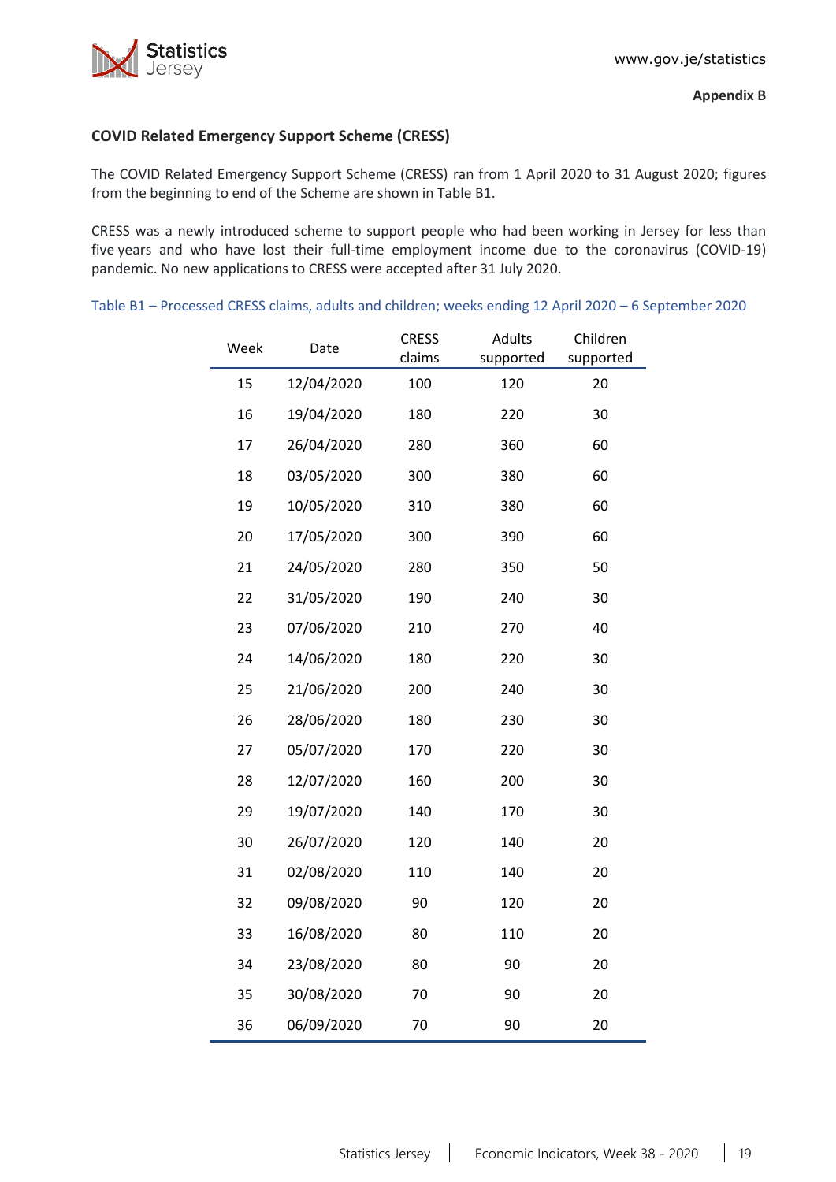**Appendix B**

## COVID Related Emergency Support Scheme (CRESS)

The COVID Related Emergency Support Scheme (CRESS) ran from 1 April 2020 to 31 August 2020; figures from the beginning to end of the Scheme are shown in Table B1.

CRESS was a newly introduced scheme to support people who had been working in Jersey for less than five years and who have lost their full-time employment income due to the coronavirus (COVID-19) pandemic. No new applications to CRESS were accepted after 31 July 2020.

Table B1 – Processed CRESS claims, adults and children; weeks ending 12 April 2020 – 6 September 2020

| Week | Date | CRESS claims | Adults supported | Children supported |
|---|---|---|---|---|
| 15 | 12/04/2020 | 100 | 120 | 20 |
| 16 | 19/04/2020 | 180 | 220 | 30 |
| 17 | 26/04/2020 | 280 | 360 | 60 |
| 18 | 03/05/2020 | 300 | 380 | 60 |
| 19 | 10/05/2020 | 310 | 380 | 60 |
| 20 | 17/05/2020 | 300 | 390 | 60 |
| 21 | 24/05/2020 | 280 | 350 | 50 |
| 22 | 31/05/2020 | 190 | 240 | 30 |
| 23 | 07/06/2020 | 210 | 270 | 40 |
| 24 | 14/06/2020 | 180 | 220 | 30 |
| 25 | 21/06/2020 | 200 | 240 | 30 |
| 26 | 28/06/2020 | 180 | 230 | 30 |
| 27 | 05/07/2020 | 170 | 220 | 30 |
| 28 | 12/07/2020 | 160 | 200 | 30 |
| 29 | 19/07/2020 | 140 | 170 | 30 |
| 30 | 26/07/2020 | 120 | 140 | 20 |
| 31 | 02/08/2020 | 110 | 140 | 20 |
| 32 | 09/08/2020 | 90 | 120 | 20 |
| 33 | 16/08/2020 | 80 | 110 | 20 |
| 34 | 23/08/2020 | 80 | 90 | 20 |
| 35 | 30/08/2020 | 70 | 90 | 20 |
| 36 | 06/09/2020 | 70 | 90 | 20 |